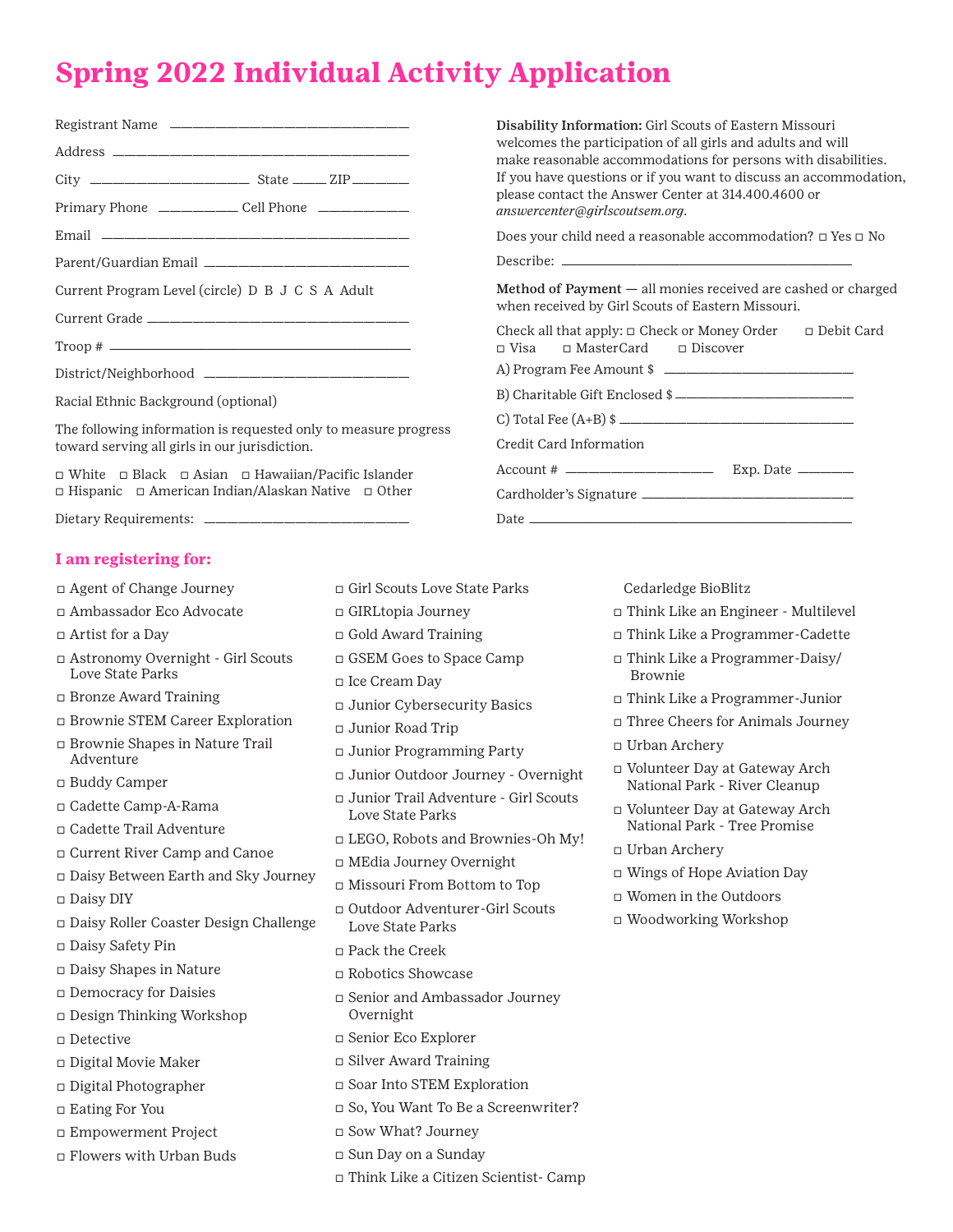# Spring 2022 Individual Activity Application

Registrant Name ______________________________

Address ______________________________

City ____________________ State _____ ZIP ________

Primary Phone ___________ Cell Phone ____________

Email ______________________________

Parent/Guardian Email ______________________________

Current Program Level (circle) D B J C S A Adult

Current Grade ______________________________

Troop # ______________________________

District/Neighborhood ______________________________

Racial Ethnic Background (optional)

The following information is requested only to measure progress toward serving all girls in our jurisdiction.

◻ White ◻ Black ◻ Asian ◻ Hawaiian/Pacific Islander ◻ Hispanic ◻ American Indian/Alaskan Native ◻ Other

Dietary Requirements: ______________________________

**Disability Information:** Girl Scouts of Eastern Missouri welcomes the participation of all girls and adults and will make reasonable accommodations for persons with disabilities. If you have questions or if you want to discuss an accommodation, please contact the Answer Center at 314.400.4600 or *answercenter@girlscoutsem.org*.

Does your child need a reasonable accommodation? ◻ Yes ◻ No

Describe: ______________________________

**Method of Payment** — all monies received are cashed or charged when received by Girl Scouts of Eastern Missouri.

Check all that apply: ◻ Check or Money Order ◻ Debit Card ◻ Visa ◻ MasterCard ◻ Discover

A) Program Fee Amount $ ______________________________

B) Charitable Gift Enclosed $ ______________________________

C) Total Fee (A+B) $ ______________________________

Credit Card Information

Account # ____________________ Exp. Date ________

Cardholder's Signature ______________________________

Date ______________________________

## I am registering for:

- ◻ Agent of Change Journey
- ◻ Ambassador Eco Advocate
- ◻ Artist for a Day
- ◻ Astronomy Overnight - Girl Scouts Love State Parks
- ◻ Bronze Award Training
- ◻ Brownie STEM Career Exploration
- ◻ Brownie Shapes in Nature Trail Adventure
- ◻ Buddy Camper
- ◻ Cadette Camp-A-Rama
- ◻ Cadette Trail Adventure
- ◻ Current River Camp and Canoe
- ◻ Daisy Between Earth and Sky Journey
- ◻ Daisy DIY
- ◻ Daisy Roller Coaster Design Challenge
- ◻ Daisy Safety Pin
- ◻ Daisy Shapes in Nature
- ◻ Democracy for Daisies
- ◻ Design Thinking Workshop
- ◻ Detective
- ◻ Digital Movie Maker
- ◻ Digital Photographer
- ◻ Eating For You
- ◻ Empowerment Project
- ◻ Flowers with Urban Buds
- ◻ Girl Scouts Love State Parks
- ◻ GIRLtopia Journey
- ◻ Gold Award Training
- ◻ GSEM Goes to Space Camp
- ◻ Ice Cream Day
- ◻ Junior Cybersecurity Basics
- ◻ Junior Road Trip
- ◻ Junior Programming Party
- ◻ Junior Outdoor Journey - Overnight
- ◻ Junior Trail Adventure - Girl Scouts Love State Parks
- ◻ LEGO, Robots and Brownies-Oh My!
- ◻ MEdia Journey Overnight
- ◻ Missouri From Bottom to Top
- ◻ Outdoor Adventurer-Girl Scouts Love State Parks
- ◻ Pack the Creek
- ◻ Robotics Showcase
- ◻ Senior and Ambassador Journey Overnight
- ◻ Senior Eco Explorer
- ◻ Silver Award Training
- ◻ Soar Into STEM Exploration
- ◻ So, You Want To Be a Screenwriter?
- ◻ Sow What? Journey
- ◻ Sun Day on a Sunday
- ◻ Think Like a Citizen Scientist- Camp Cedarledge BioBlitz
- ◻ Think Like an Engineer - Multilevel
- ◻ Think Like a Programmer-Cadette
- ◻ Think Like a Programmer-Daisy/ Brownie
- ◻ Think Like a Programmer-Junior
- ◻ Three Cheers for Animals Journey
- ◻ Urban Archery
- ◻ Volunteer Day at Gateway Arch National Park - River Cleanup
- ◻ Volunteer Day at Gateway Arch National Park - Tree Promise
- ◻ Urban Archery
- ◻ Wings of Hope Aviation Day
- ◻ Women in the Outdoors
- ◻ Woodworking Workshop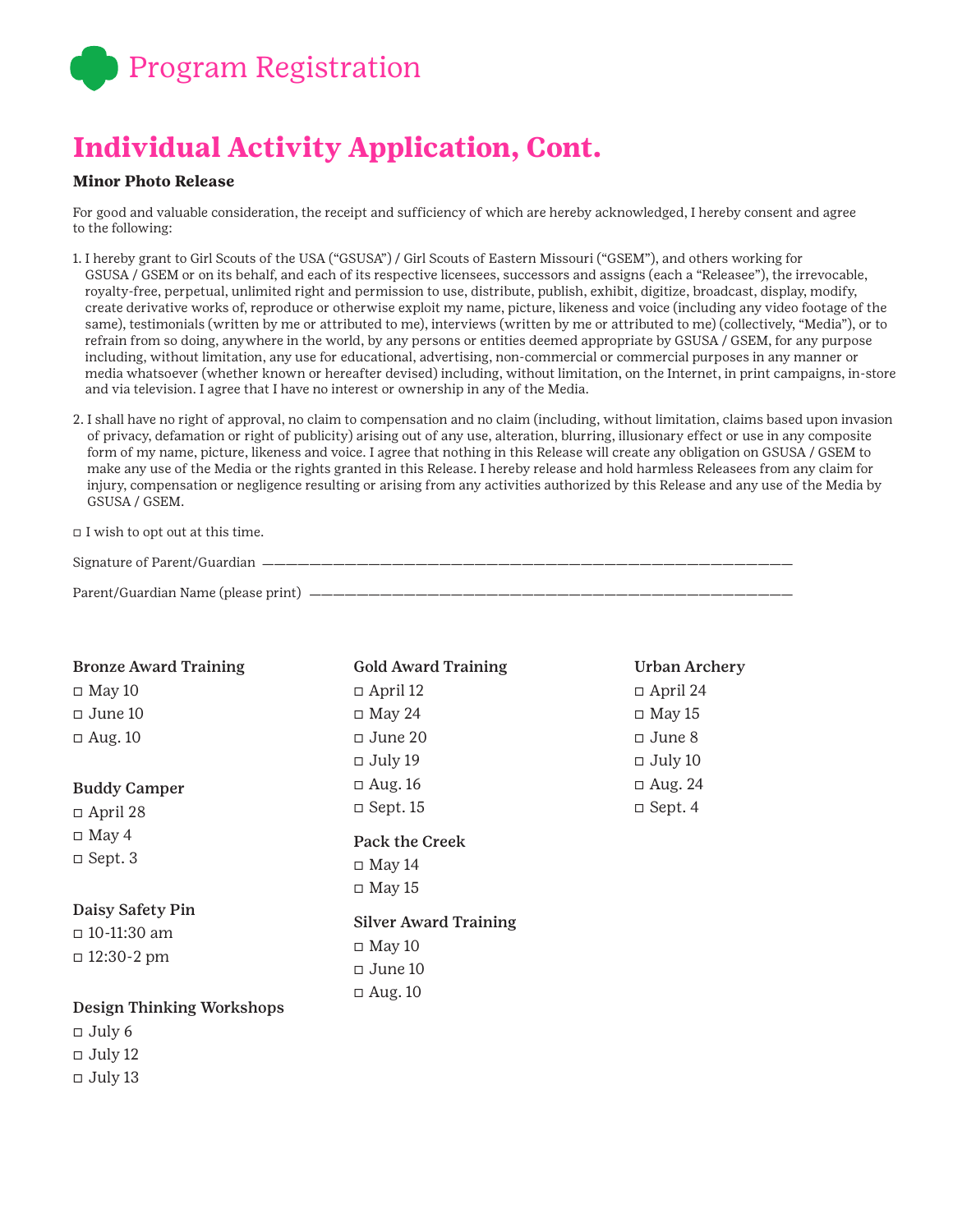# Program Registration

## Individual Activity Application, Cont.

**Minor Photo Release**

For good and valuable consideration, the receipt and sufficiency of which are hereby acknowledged, I hereby consent and agree to the following:

1. I hereby grant to Girl Scouts of the USA ("GSUSA") / Girl Scouts of Eastern Missouri ("GSEM"), and others working for GSUSA / GSEM or on its behalf, and each of its respective licensees, successors and assigns (each a "Releasee"), the irrevocable, royalty-free, perpetual, unlimited right and permission to use, distribute, publish, exhibit, digitize, broadcast, display, modify, create derivative works of, reproduce or otherwise exploit my name, picture, likeness and voice (including any video footage of the same), testimonials (written by me or attributed to me), interviews (written by me or attributed to me) (collectively, "Media"), or to refrain from so doing, anywhere in the world, by any persons or entities deemed appropriate by GSUSA / GSEM, for any purpose including, without limitation, any use for educational, advertising, non-commercial or commercial purposes in any manner or media whatsoever (whether known or hereafter devised) including, without limitation, on the Internet, in print campaigns, in-store and via television. I agree that I have no interest or ownership in any of the Media.
2. I shall have no right of approval, no claim to compensation and no claim (including, without limitation, claims based upon invasion of privacy, defamation or right of publicity) arising out of any use, alteration, blurring, illusionary effect or use in any composite form of my name, picture, likeness and voice. I agree that nothing in this Release will create any obligation on GSUSA / GSEM to make any use of the Media or the rights granted in this Release. I hereby release and hold harmless Releasees from any claim for injury, compensation or negligence resulting or arising from any activities authorized by this Release and any use of the Media by GSUSA / GSEM.

◻ I wish to opt out at this time.

Signature of Parent/Guardian ______________________________________________

Parent/Guardian Name (please print) ______________________________________________

**Bronze Award Training**
- ◻ May 10
- ◻ June 10
- ◻ Aug. 10

**Buddy Camper**
- ◻ April 28
- ◻ May 4
- ◻ Sept. 3

**Daisy Safety Pin**
- ◻ 10-11:30 am
- ◻ 12:30-2 pm

**Design Thinking Workshops**
- ◻ July 6
- ◻ July 12
- ◻ July 13

**Gold Award Training**
- ◻ April 12
- ◻ May 24
- ◻ June 20
- ◻ July 19
- ◻ Aug. 16
- ◻ Sept. 15

**Pack the Creek**
- ◻ May 14
- ◻ May 15

**Silver Award Training**
- ◻ May 10
- ◻ June 10
- ◻ Aug. 10

**Urban Archery**
- ◻ April 24
- ◻ May 15
- ◻ June 8
- ◻ July 10
- ◻ Aug. 24
- ◻ Sept. 4